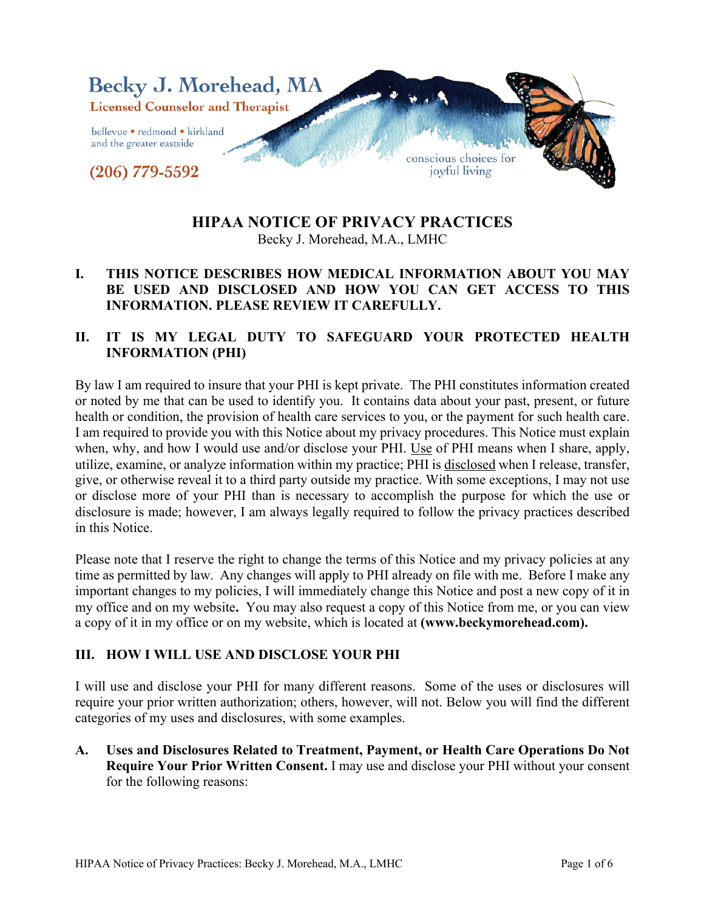Becky J. Morehead, MA

Licensed Counselor and Therapist

bellevue • redmond • kirkland
and the greater eastside

(206) 779-5592

conscious choices for
joyful living

# HIPAA NOTICE OF PRIVACY PRACTICES

Becky J. Morehead, M.A., LMHC

## I. THIS NOTICE DESCRIBES HOW MEDICAL INFORMATION ABOUT YOU MAY BE USED AND DISCLOSED AND HOW YOU CAN GET ACCESS TO THIS INFORMATION. PLEASE REVIEW IT CAREFULLY.

## II. IT IS MY LEGAL DUTY TO SAFEGUARD YOUR PROTECTED HEALTH INFORMATION (PHI)

By law I am required to insure that your PHI is kept private. The PHI constitutes information created or noted by me that can be used to identify you. It contains data about your past, present, or future health or condition, the provision of health care services to you, or the payment for such health care. I am required to provide you with this Notice about my privacy procedures. This Notice must explain when, why, and how I would use and/or disclose your PHI. Use of PHI means when I share, apply, utilize, examine, or analyze information within my practice; PHI is disclosed when I release, transfer, give, or otherwise reveal it to a third party outside my practice. With some exceptions, I may not use or disclose more of your PHI than is necessary to accomplish the purpose for which the use or disclosure is made; however, I am always legally required to follow the privacy practices described in this Notice.

Please note that I reserve the right to change the terms of this Notice and my privacy policies at any time as permitted by law. Any changes will apply to PHI already on file with me. Before I make any important changes to my policies, I will immediately change this Notice and post a new copy of it in my office and on my website**.** You may also request a copy of this Notice from me, or you can view a copy of it in my office or on my website, which is located at **(www.beckymorehead.com).**

## III. HOW I WILL USE AND DISCLOSE YOUR PHI

I will use and disclose your PHI for many different reasons. Some of the uses or disclosures will require your prior written authorization; others, however, will not. Below you will find the different categories of my uses and disclosures, with some examples.

**A. Uses and Disclosures Related to Treatment, Payment, or Health Care Operations Do Not Require Your Prior Written Consent.** I may use and disclose your PHI without your consent for the following reasons: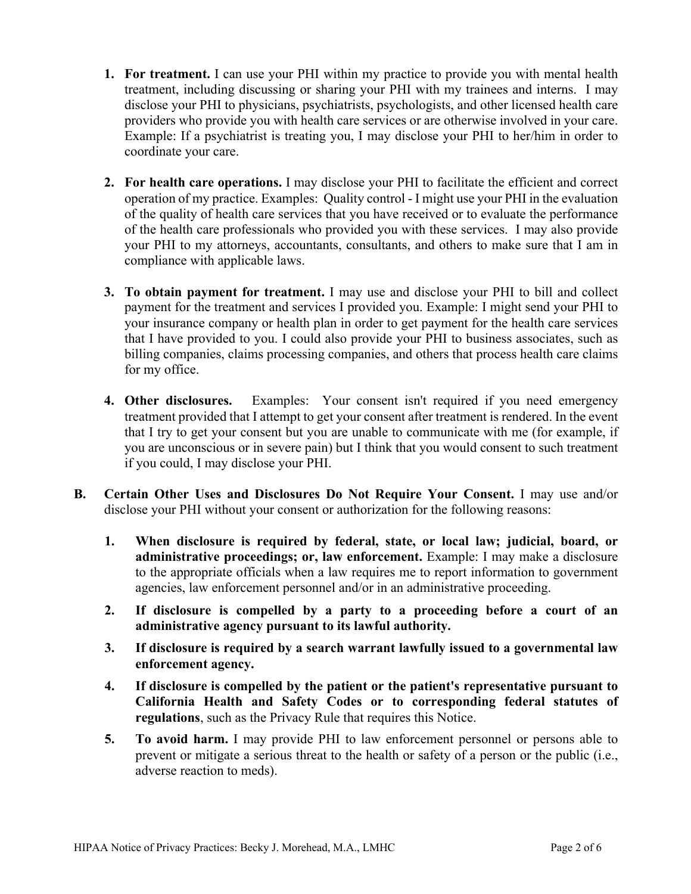1. **For treatment.** I can use your PHI within my practice to provide you with mental health treatment, including discussing or sharing your PHI with my trainees and interns. I may disclose your PHI to physicians, psychiatrists, psychologists, and other licensed health care providers who provide you with health care services or are otherwise involved in your care. Example: If a psychiatrist is treating you, I may disclose your PHI to her/him in order to coordinate your care.

2. **For health care operations.** I may disclose your PHI to facilitate the efficient and correct operation of my practice. Examples: Quality control - I might use your PHI in the evaluation of the quality of health care services that you have received or to evaluate the performance of the health care professionals who provided you with these services. I may also provide your PHI to my attorneys, accountants, consultants, and others to make sure that I am in compliance with applicable laws.

3. **To obtain payment for treatment.** I may use and disclose your PHI to bill and collect payment for the treatment and services I provided you. Example: I might send your PHI to your insurance company or health plan in order to get payment for the health care services that I have provided to you. I could also provide your PHI to business associates, such as billing companies, claims processing companies, and others that process health care claims for my office.

4. **Other disclosures.** Examples: Your consent isn't required if you need emergency treatment provided that I attempt to get your consent after treatment is rendered. In the event that I try to get your consent but you are unable to communicate with me (for example, if you are unconscious or in severe pain) but I think that you would consent to such treatment if you could, I may disclose your PHI.

**B. Certain Other Uses and Disclosures Do Not Require Your Consent.** I may use and/or disclose your PHI without your consent or authorization for the following reasons:

1. **When disclosure is required by federal, state, or local law; judicial, board, or administrative proceedings; or, law enforcement.** Example: I may make a disclosure to the appropriate officials when a law requires me to report information to government agencies, law enforcement personnel and/or in an administrative proceeding.
2. **If disclosure is compelled by a party to a proceeding before a court of an administrative agency pursuant to its lawful authority.**
3. **If disclosure is required by a search warrant lawfully issued to a governmental law enforcement agency.**
4. **If disclosure is compelled by the patient or the patient's representative pursuant to California Health and Safety Codes or to corresponding federal statutes of regulations**, such as the Privacy Rule that requires this Notice.
5. **To avoid harm.** I may provide PHI to law enforcement personnel or persons able to prevent or mitigate a serious threat to the health or safety of a person or the public (i.e., adverse reaction to meds).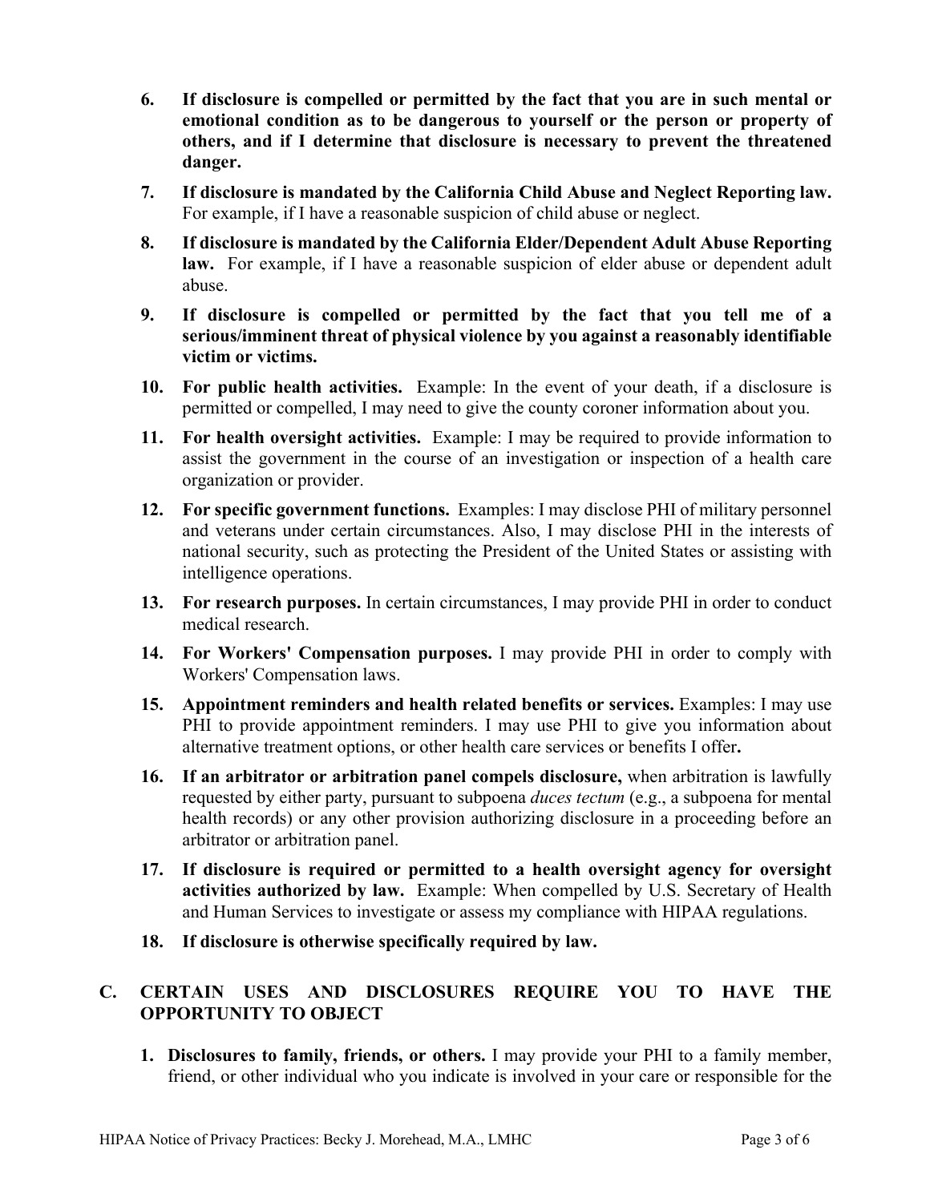6. **If disclosure is compelled or permitted by the fact that you are in such mental or emotional condition as to be dangerous to yourself or the person or property of others, and if I determine that disclosure is necessary to prevent the threatened danger.**

7. **If disclosure is mandated by the California Child Abuse and Neglect Reporting law.** For example, if I have a reasonable suspicion of child abuse or neglect.

8. **If disclosure is mandated by the California Elder/Dependent Adult Abuse Reporting law.** For example, if I have a reasonable suspicion of elder abuse or dependent adult abuse.

9. **If disclosure is compelled or permitted by the fact that you tell me of a serious/imminent threat of physical violence by you against a reasonably identifiable victim or victims.**

10. **For public health activities.** Example: In the event of your death, if a disclosure is permitted or compelled, I may need to give the county coroner information about you.

11. **For health oversight activities.** Example: I may be required to provide information to assist the government in the course of an investigation or inspection of a health care organization or provider.

12. **For specific government functions.** Examples: I may disclose PHI of military personnel and veterans under certain circumstances. Also, I may disclose PHI in the interests of national security, such as protecting the President of the United States or assisting with intelligence operations.

13. **For research purposes.** In certain circumstances, I may provide PHI in order to conduct medical research.

14. **For Workers' Compensation purposes.** I may provide PHI in order to comply with Workers' Compensation laws.

15. **Appointment reminders and health related benefits or services.** Examples: I may use PHI to provide appointment reminders. I may use PHI to give you information about alternative treatment options, or other health care services or benefits I offer**.**

16. **If an arbitrator or arbitration panel compels disclosure,** when arbitration is lawfully requested by either party, pursuant to subpoena *duces tectum* (e.g., a subpoena for mental health records) or any other provision authorizing disclosure in a proceeding before an arbitrator or arbitration panel.

17. **If disclosure is required or permitted to a health oversight agency for oversight activities authorized by law.** Example: When compelled by U.S. Secretary of Health and Human Services to investigate or assess my compliance with HIPAA regulations.

18. **If disclosure is otherwise specifically required by law.**

## C. CERTAIN USES AND DISCLOSURES REQUIRE YOU TO HAVE THE OPPORTUNITY TO OBJECT

1. **Disclosures to family, friends, or others.** I may provide your PHI to a family member, friend, or other individual who you indicate is involved in your care or responsible for the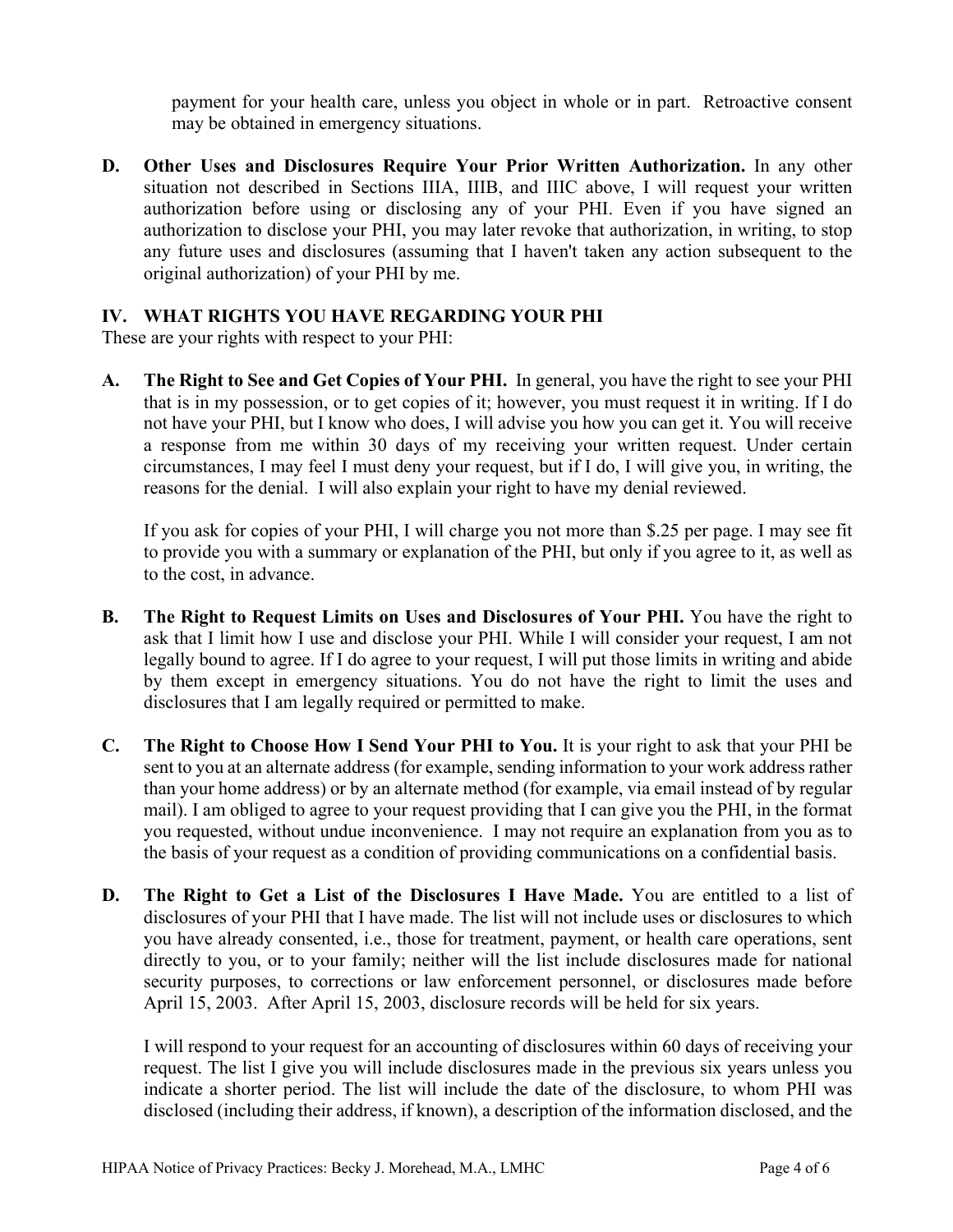payment for your health care, unless you object in whole or in part. Retroactive consent may be obtained in emergency situations.

**D. Other Uses and Disclosures Require Your Prior Written Authorization.** In any other situation not described in Sections IIIA, IIIB, and IIIC above, I will request your written authorization before using or disclosing any of your PHI. Even if you have signed an authorization to disclose your PHI, you may later revoke that authorization, in writing, to stop any future uses and disclosures (assuming that I haven't taken any action subsequent to the original authorization) of your PHI by me.

## IV. WHAT RIGHTS YOU HAVE REGARDING YOUR PHI

These are your rights with respect to your PHI:

**A. The Right to See and Get Copies of Your PHI.** In general, you have the right to see your PHI that is in my possession, or to get copies of it; however, you must request it in writing. If I do not have your PHI, but I know who does, I will advise you how you can get it. You will receive a response from me within 30 days of my receiving your written request. Under certain circumstances, I may feel I must deny your request, but if I do, I will give you, in writing, the reasons for the denial. I will also explain your right to have my denial reviewed.

If you ask for copies of your PHI, I will charge you not more than $.25 per page. I may see fit to provide you with a summary or explanation of the PHI, but only if you agree to it, as well as to the cost, in advance.

**B. The Right to Request Limits on Uses and Disclosures of Your PHI.** You have the right to ask that I limit how I use and disclose your PHI. While I will consider your request, I am not legally bound to agree. If I do agree to your request, I will put those limits in writing and abide by them except in emergency situations. You do not have the right to limit the uses and disclosures that I am legally required or permitted to make.

**C. The Right to Choose How I Send Your PHI to You.** It is your right to ask that your PHI be sent to you at an alternate address (for example, sending information to your work address rather than your home address) or by an alternate method (for example, via email instead of by regular mail). I am obliged to agree to your request providing that I can give you the PHI, in the format you requested, without undue inconvenience. I may not require an explanation from you as to the basis of your request as a condition of providing communications on a confidential basis.

**D. The Right to Get a List of the Disclosures I Have Made.** You are entitled to a list of disclosures of your PHI that I have made. The list will not include uses or disclosures to which you have already consented, i.e., those for treatment, payment, or health care operations, sent directly to you, or to your family; neither will the list include disclosures made for national security purposes, to corrections or law enforcement personnel, or disclosures made before April 15, 2003. After April 15, 2003, disclosure records will be held for six years.

I will respond to your request for an accounting of disclosures within 60 days of receiving your request. The list I give you will include disclosures made in the previous six years unless you indicate a shorter period. The list will include the date of the disclosure, to whom PHI was disclosed (including their address, if known), a description of the information disclosed, and the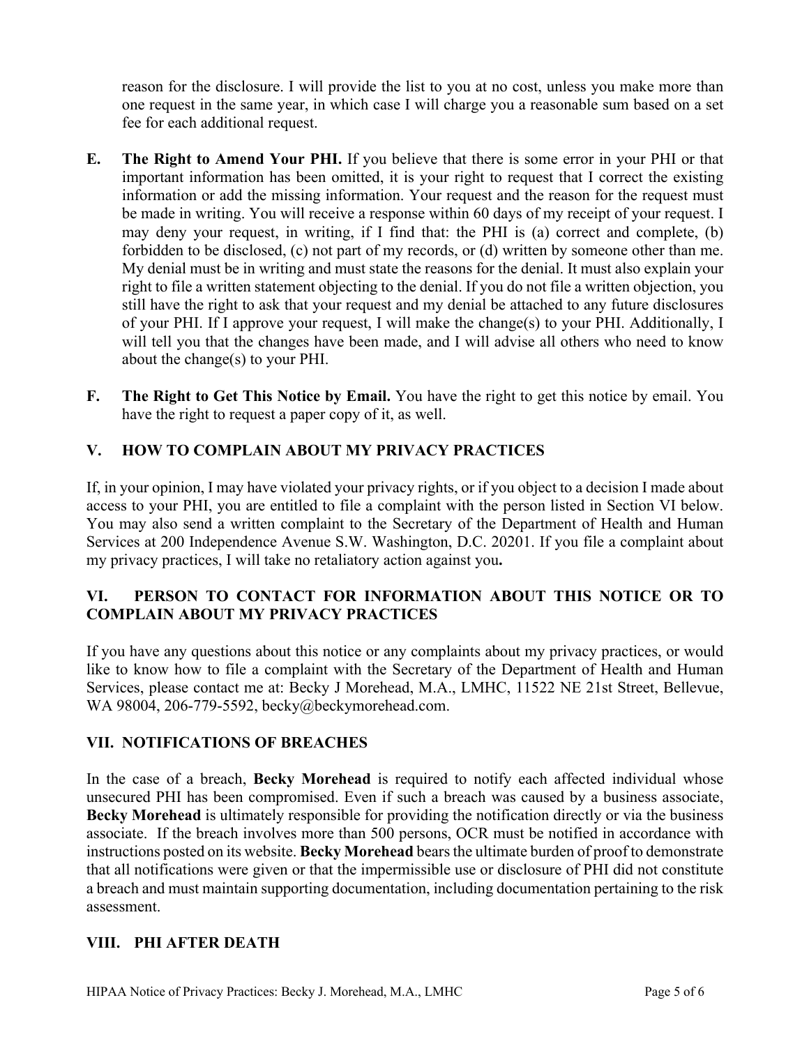reason for the disclosure. I will provide the list to you at no cost, unless you make more than one request in the same year, in which case I will charge you a reasonable sum based on a set fee for each additional request.

**E. The Right to Amend Your PHI.** If you believe that there is some error in your PHI or that important information has been omitted, it is your right to request that I correct the existing information or add the missing information. Your request and the reason for the request must be made in writing. You will receive a response within 60 days of my receipt of your request. I may deny your request, in writing, if I find that: the PHI is (a) correct and complete, (b) forbidden to be disclosed, (c) not part of my records, or (d) written by someone other than me. My denial must be in writing and must state the reasons for the denial. It must also explain your right to file a written statement objecting to the denial. If you do not file a written objection, you still have the right to ask that your request and my denial be attached to any future disclosures of your PHI. If I approve your request, I will make the change(s) to your PHI. Additionally, I will tell you that the changes have been made, and I will advise all others who need to know about the change(s) to your PHI.

**F. The Right to Get This Notice by Email.** You have the right to get this notice by email. You have the right to request a paper copy of it, as well.

## V. HOW TO COMPLAIN ABOUT MY PRIVACY PRACTICES

If, in your opinion, I may have violated your privacy rights, or if you object to a decision I made about access to your PHI, you are entitled to file a complaint with the person listed in Section VI below. You may also send a written complaint to the Secretary of the Department of Health and Human Services at 200 Independence Avenue S.W. Washington, D.C. 20201. If you file a complaint about my privacy practices, I will take no retaliatory action against you**.**

## VI. PERSON TO CONTACT FOR INFORMATION ABOUT THIS NOTICE OR TO COMPLAIN ABOUT MY PRIVACY PRACTICES

If you have any questions about this notice or any complaints about my privacy practices, or would like to know how to file a complaint with the Secretary of the Department of Health and Human Services, please contact me at: Becky J Morehead, M.A., LMHC, 11522 NE 21st Street, Bellevue, WA 98004, 206-779-5592, becky@beckymorehead.com.

## VII. NOTIFICATIONS OF BREACHES

In the case of a breach, **Becky Morehead** is required to notify each affected individual whose unsecured PHI has been compromised. Even if such a breach was caused by a business associate, **Becky Morehead** is ultimately responsible for providing the notification directly or via the business associate. If the breach involves more than 500 persons, OCR must be notified in accordance with instructions posted on its website. **Becky Morehead** bears the ultimate burden of proof to demonstrate that all notifications were given or that the impermissible use or disclosure of PHI did not constitute a breach and must maintain supporting documentation, including documentation pertaining to the risk assessment.

## VIII. PHI AFTER DEATH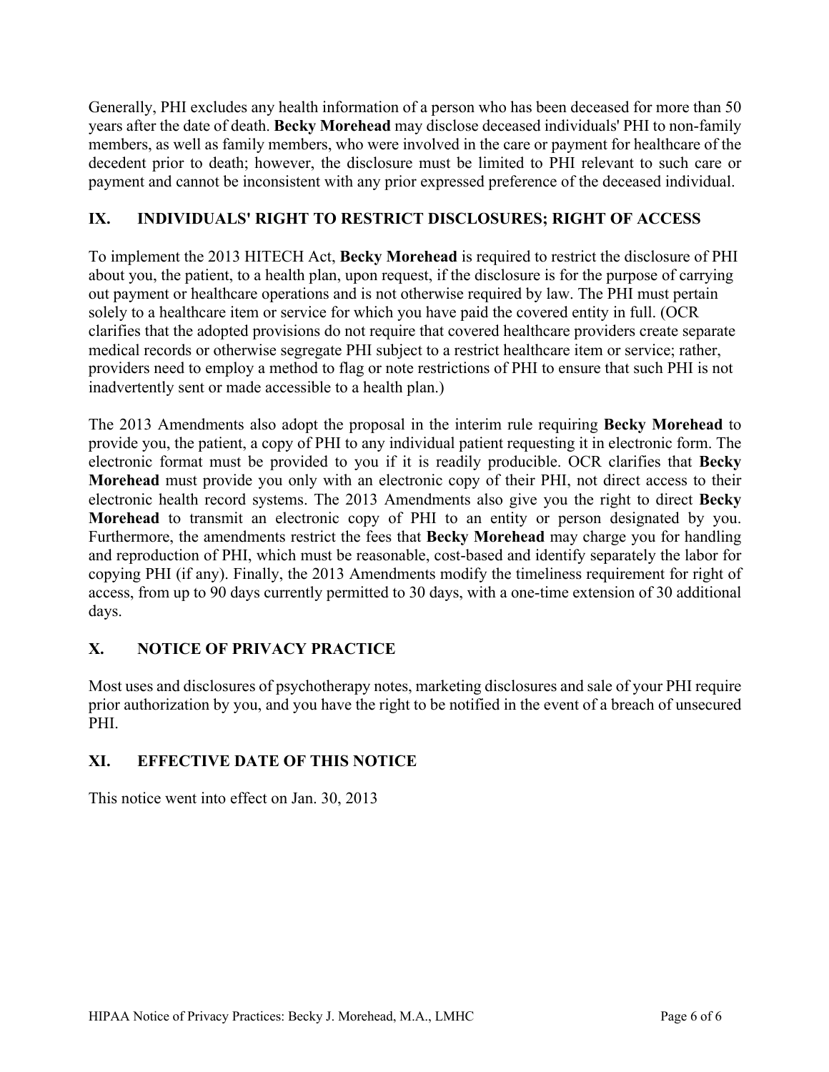Generally, PHI excludes any health information of a person who has been deceased for more than 50 years after the date of death. **Becky Morehead** may disclose deceased individuals' PHI to non-family members, as well as family members, who were involved in the care or payment for healthcare of the decedent prior to death; however, the disclosure must be limited to PHI relevant to such care or payment and cannot be inconsistent with any prior expressed preference of the deceased individual.

## IX. INDIVIDUALS' RIGHT TO RESTRICT DISCLOSURES; RIGHT OF ACCESS

To implement the 2013 HITECH Act, **Becky Morehead** is required to restrict the disclosure of PHI about you, the patient, to a health plan, upon request, if the disclosure is for the purpose of carrying out payment or healthcare operations and is not otherwise required by law. The PHI must pertain solely to a healthcare item or service for which you have paid the covered entity in full. (OCR clarifies that the adopted provisions do not require that covered healthcare providers create separate medical records or otherwise segregate PHI subject to a restrict healthcare item or service; rather, providers need to employ a method to flag or note restrictions of PHI to ensure that such PHI is not inadvertently sent or made accessible to a health plan.)

The 2013 Amendments also adopt the proposal in the interim rule requiring **Becky Morehead** to provide you, the patient, a copy of PHI to any individual patient requesting it in electronic form. The electronic format must be provided to you if it is readily producible. OCR clarifies that **Becky Morehead** must provide you only with an electronic copy of their PHI, not direct access to their electronic health record systems. The 2013 Amendments also give you the right to direct **Becky Morehead** to transmit an electronic copy of PHI to an entity or person designated by you. Furthermore, the amendments restrict the fees that **Becky Morehead** may charge you for handling and reproduction of PHI, which must be reasonable, cost-based and identify separately the labor for copying PHI (if any). Finally, the 2013 Amendments modify the timeliness requirement for right of access, from up to 90 days currently permitted to 30 days, with a one-time extension of 30 additional days.

## X. NOTICE OF PRIVACY PRACTICE

Most uses and disclosures of psychotherapy notes, marketing disclosures and sale of your PHI require prior authorization by you, and you have the right to be notified in the event of a breach of unsecured PHI.

## XI. EFFECTIVE DATE OF THIS NOTICE

This notice went into effect on Jan. 30, 2013